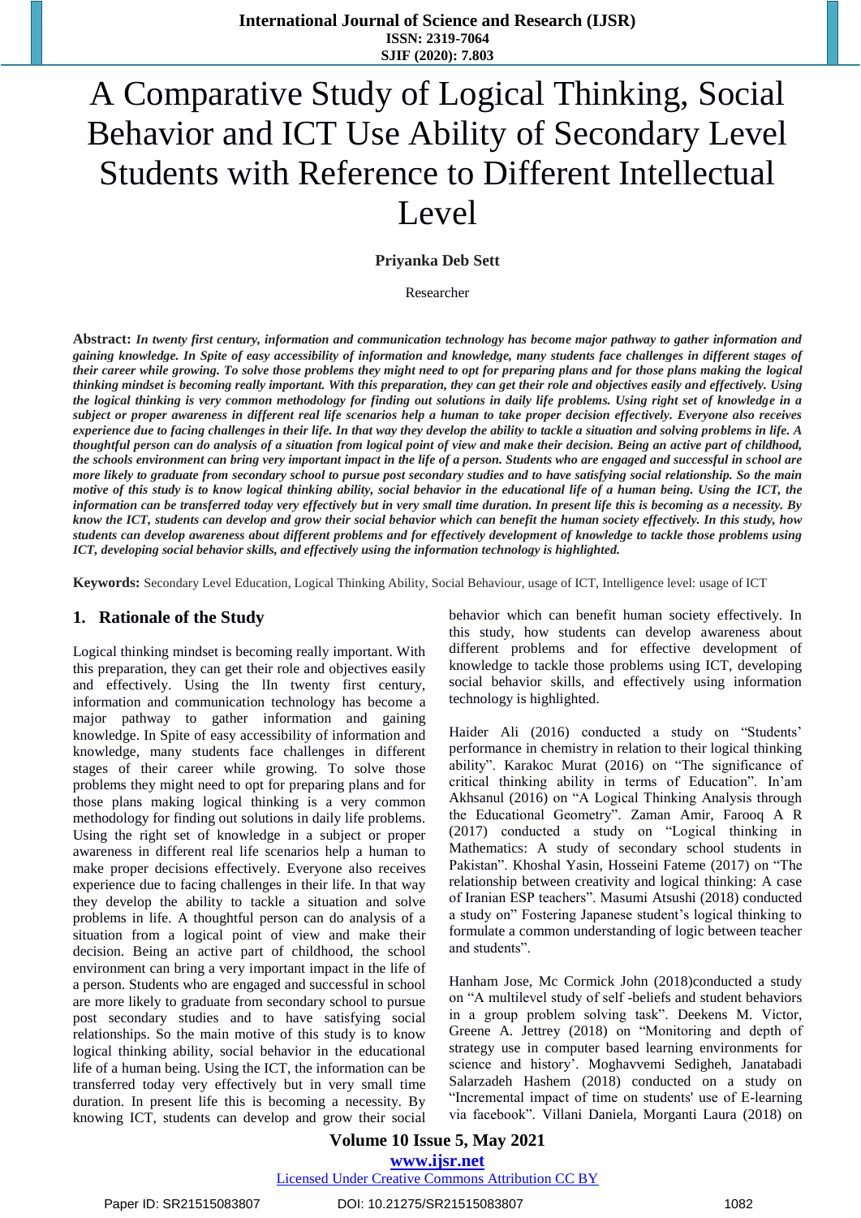# A Comparative Study of Logical Thinking, Social Behavior and ICT Use Ability of Secondary Level Students with Reference to Different Intellectual Level

**Priyanka Deb Sett**

Researcher

**Abstract:** ***In twenty first century, information and communication technology has become major pathway to gather information and gaining knowledge. In Spite of easy accessibility of information and knowledge, many students face challenges in different stages of their career while growing. To solve those problems they might need to opt for preparing plans and for those plans making the logical thinking mindset is becoming really important. With this preparation, they can get their role and objectives easily and effectively. Using the logical thinking is very common methodology for finding out solutions in daily life problems. Using right set of knowledge in a subject or proper awareness in different real life scenarios help a human to take proper decision effectively. Everyone also receives experience due to facing challenges in their life. In that way they develop the ability to tackle a situation and solving problems in life. A thoughtful person can do analysis of a situation from logical point of view and make their decision. Being an active part of childhood, the schools environment can bring very important impact in the life of a person. Students who are engaged and successful in school are more likely to graduate from secondary school to pursue post secondary studies and to have satisfying social relationship. So the main motive of this study is to know logical thinking ability, social behavior in the educational life of a human being. Using the ICT, the information can be transferred today very effectively but in very small time duration. In present life this is becoming as a necessity. By know the ICT, students can develop and grow their social behavior which can benefit the human society effectively. In this study, how students can develop awareness about different problems and for effectively development of knowledge to tackle those problems using ICT, developing social behavior skills, and effectively using the information technology is highlighted.***

**Keywords:** Secondary Level Education, Logical Thinking Ability, Social Behaviour, usage of ICT, Intelligence level: usage of ICT

## 1. Rationale of the Study

Logical thinking mindset is becoming really important. With this preparation, they can get their role and objectives easily and effectively. Using the IIn twenty first century, information and communication technology has become a major pathway to gather information and gaining knowledge. In Spite of easy accessibility of information and knowledge, many students face challenges in different stages of their career while growing. To solve those problems they might need to opt for preparing plans and for those plans making logical thinking is a very common methodology for finding out solutions in daily life problems. Using the right set of knowledge in a subject or proper awareness in different real life scenarios help a human to make proper decisions effectively. Everyone also receives experience due to facing challenges in their life. In that way they develop the ability to tackle a situation and solve problems in life. A thoughtful person can do analysis of a situation from a logical point of view and make their decision. Being an active part of childhood, the school environment can bring a very important impact in the life of a person. Students who are engaged and successful in school are more likely to graduate from secondary school to pursue post secondary studies and to have satisfying social relationships. So the main motive of this study is to know logical thinking ability, social behavior in the educational life of a human being. Using the ICT, the information can be transferred today very effectively but in very small time duration. In present life this is becoming a necessity. By knowing ICT, students can develop and grow their social behavior which can benefit human society effectively. In this study, how students can develop awareness about different problems and for effective development of knowledge to tackle those problems using ICT, developing social behavior skills, and effectively using information technology is highlighted.

Haider Ali (2016) conducted a study on "Students' performance in chemistry in relation to their logical thinking ability". Karakoc Murat (2016) on "The significance of critical thinking ability in terms of Education". In'am Akhsanul (2016) on "A Logical Thinking Analysis through the Educational Geometry". Zaman Amir, Farooq A R (2017) conducted a study on "Logical thinking in Mathematics: A study of secondary school students in Pakistan". Khoshal Yasin, Hosseini Fateme (2017) on "The relationship between creativity and logical thinking: A case of Iranian ESP teachers". Masumi Atsushi (2018) conducted a study on" Fostering Japanese student's logical thinking to formulate a common understanding of logic between teacher and students".

Hanham Jose, Mc Cormick John (2018)conducted a study on "A multilevel study of self -beliefs and student behaviors in a group problem solving task". Deekens M. Victor, Greene A. Jettrey (2018) on "Monitoring and depth of strategy use in computer based learning environments for science and history'. Moghavvemi Sedigheh, Janatabadi Salarzadeh Hashem (2018) conducted on a study on "Incremental impact of time on students' use of E-learning via facebook". Villani Daniela, Morganti Laura (2018) on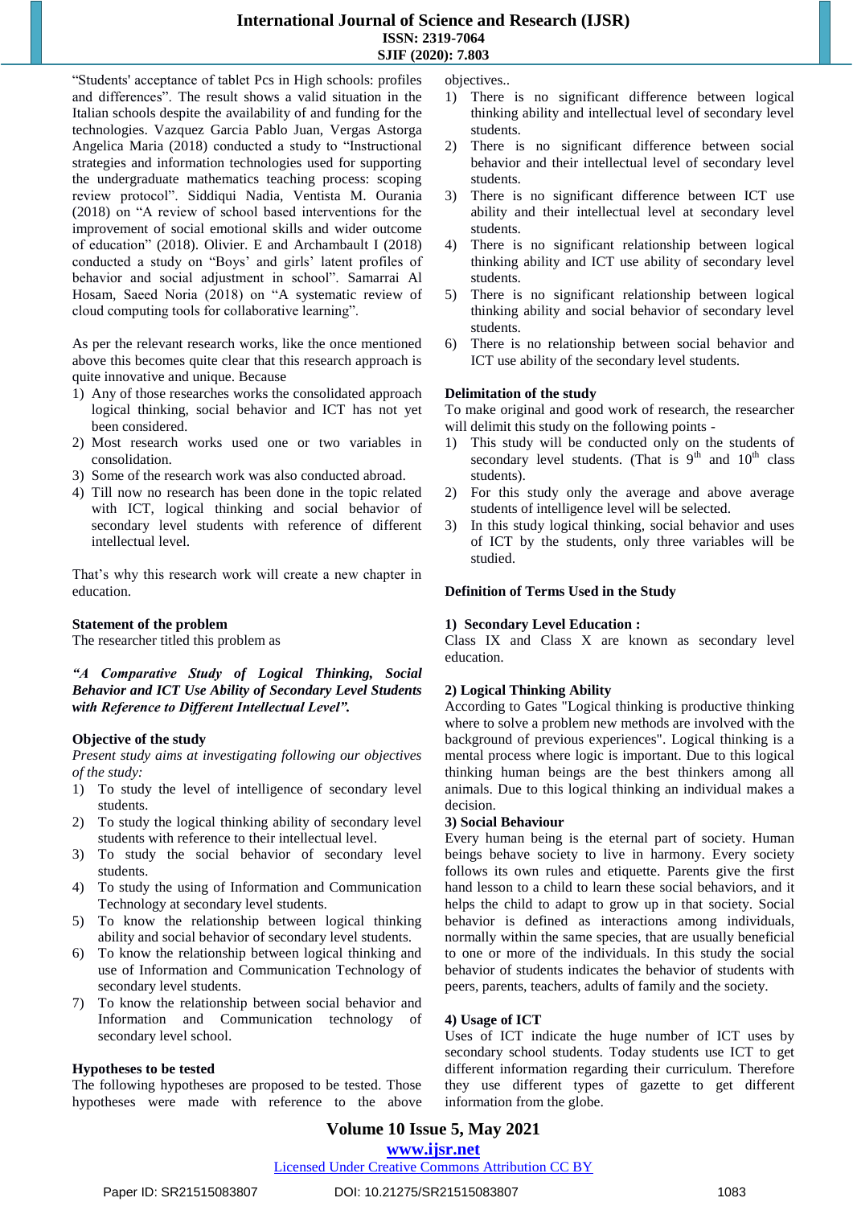"Students' acceptance of tablet Pcs in High schools: profiles and differences". The result shows a valid situation in the Italian schools despite the availability of and funding for the technologies. Vazquez Garcia Pablo Juan, Vergas Astorga Angelica Maria (2018) conducted a study to "Instructional strategies and information technologies used for supporting the undergraduate mathematics teaching process: scoping review protocol". Siddiqui Nadia, Ventista M. Ourania (2018) on "A review of school based interventions for the improvement of social emotional skills and wider outcome of education" (2018). Olivier. E and Archambault I (2018) conducted a study on "Boys' and girls' latent profiles of behavior and social adjustment in school". Samarrai Al Hosam, Saeed Noria (2018) on "A systematic review of cloud computing tools for collaborative learning".

As per the relevant research works, like the once mentioned above this becomes quite clear that this research approach is quite innovative and unique. Because

1) Any of those researches works the consolidated approach logical thinking, social behavior and ICT has not yet been considered.
2) Most research works used one or two variables in consolidation.
3) Some of the research work was also conducted abroad.
4) Till now no research has been done in the topic related with ICT, logical thinking and social behavior of secondary level students with reference of different intellectual level.

That's why this research work will create a new chapter in education.

**Statement of the problem**

The researcher titled this problem as

***"A Comparative Study of Logical Thinking, Social Behavior and ICT Use Ability of Secondary Level Students with Reference to Different Intellectual Level".***

**Objective of the study**

*Present study aims at investigating following our objectives of the study:*

1) To study the level of intelligence of secondary level students.
2) To study the logical thinking ability of secondary level students with reference to their intellectual level.
3) To study the social behavior of secondary level students.
4) To study the using of Information and Communication Technology at secondary level students.
5) To know the relationship between logical thinking ability and social behavior of secondary level students.
6) To know the relationship between logical thinking and use of Information and Communication Technology of secondary level students.
7) To know the relationship between social behavior and Information and Communication technology of secondary level school.

**Hypotheses to be tested**

The following hypotheses are proposed to be tested. Those hypotheses were made with reference to the above objectives..

1) There is no significant difference between logical thinking ability and intellectual level of secondary level students.
2) There is no significant difference between social behavior and their intellectual level of secondary level students.
3) There is no significant difference between ICT use ability and their intellectual level at secondary level students.
4) There is no significant relationship between logical thinking ability and ICT use ability of secondary level students.
5) There is no significant relationship between logical thinking ability and social behavior of secondary level students.
6) There is no relationship between social behavior and ICT use ability of the secondary level students.

**Delimitation of the study**

To make original and good work of research, the researcher will delimit this study on the following points -

1) This study will be conducted only on the students of secondary level students. (That is 9th and 10th class students).
2) For this study only the average and above average students of intelligence level will be selected.
3) In this study logical thinking, social behavior and uses of ICT by the students, only three variables will be studied.

**Definition of Terms Used in the Study**

**1) Secondary Level Education :**

Class IX and Class X are known as secondary level education.

**2) Logical Thinking Ability**

According to Gates "Logical thinking is productive thinking where to solve a problem new methods are involved with the background of previous experiences". Logical thinking is a mental process where logic is important. Due to this logical thinking human beings are the best thinkers among all animals. Due to this logical thinking an individual makes a decision.

**3) Social Behaviour**

Every human being is the eternal part of society. Human beings behave society to live in harmony. Every society follows its own rules and etiquette. Parents give the first hand lesson to a child to learn these social behaviors, and it helps the child to adapt to grow up in that society. Social behavior is defined as interactions among individuals, normally within the same species, that are usually beneficial to one or more of the individuals. In this study the social behavior of students indicates the behavior of students with peers, parents, teachers, adults of family and the society.

**4) Usage of ICT**

Uses of ICT indicate the huge number of ICT uses by secondary school students. Today students use ICT to get different information regarding their curriculum. Therefore they use different types of gazette to get different information from the globe.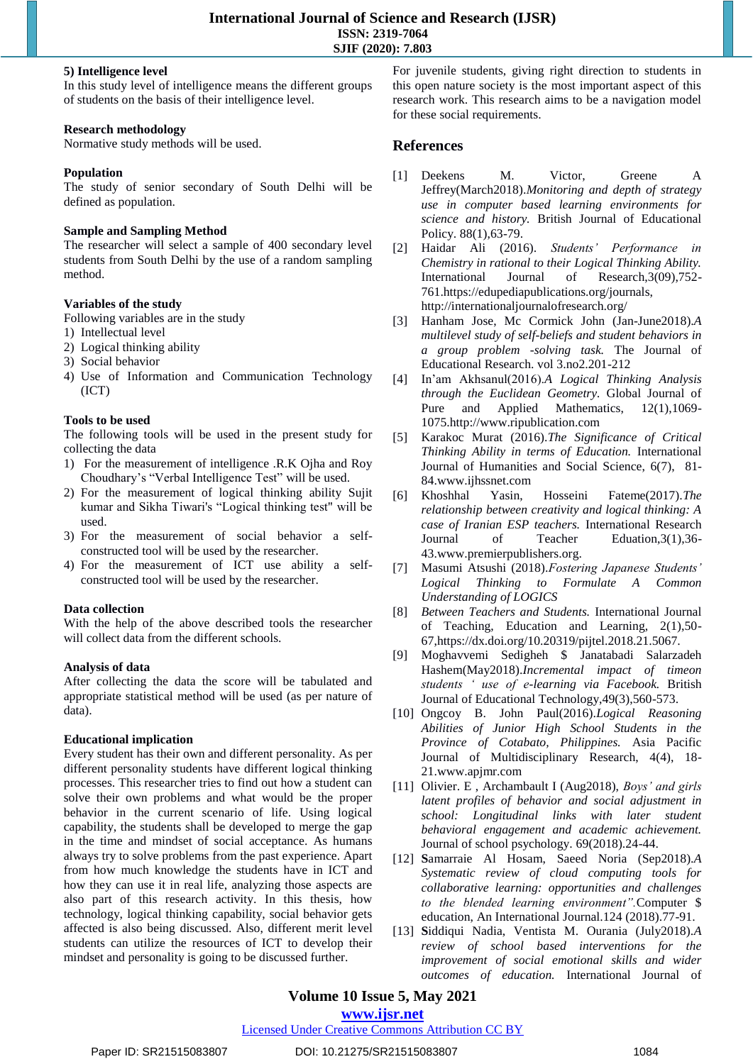**5) Intelligence level**

In this study level of intelligence means the different groups of students on the basis of their intelligence level.

**Research methodology**

Normative study methods will be used.

**Population**

The study of senior secondary of South Delhi will be defined as population.

**Sample and Sampling Method**

The researcher will select a sample of 400 secondary level students from South Delhi by the use of a random sampling method.

**Variables of the study**

Following variables are in the study

1) Intellectual level
2) Logical thinking ability
3) Social behavior
4) Use of Information and Communication Technology (ICT)

**Tools to be used**

The following tools will be used in the present study for collecting the data

1) For the measurement of intelligence .R.K Ojha and Roy Choudhary's "Verbal Intelligence Test" will be used.
2) For the measurement of logical thinking ability Sujit kumar and Sikha Tiwari's "Logical thinking test" will be used.
3) For the measurement of social behavior a self-constructed tool will be used by the researcher.
4) For the measurement of ICT use ability a self-constructed tool will be used by the researcher.

**Data collection**

With the help of the above described tools the researcher will collect data from the different schools.

**Analysis of data**

After collecting the data the score will be tabulated and appropriate statistical method will be used (as per nature of data).

**Educational implication**

Every student has their own and different personality. As per different personality students have different logical thinking processes. This researcher tries to find out how a student can solve their own problems and what would be the proper behavior in the current scenario of life. Using logical capability, the students shall be developed to merge the gap in the time and mindset of social acceptance. As humans always try to solve problems from the past experience. Apart from how much knowledge the students have in ICT and how they can use it in real life, analyzing those aspects are also part of this research activity. In this thesis, how technology, logical thinking capability, social behavior gets affected is also being discussed. Also, different merit level students can utilize the resources of ICT to develop their mindset and personality is going to be discussed further.

For juvenile students, giving right direction to students in this open nature society is the most important aspect of this research work. This research aims to be a navigation model for these social requirements.

## References

[1] Deekens M. Victor, Greene A Jeffrey(March2018).*Monitoring and depth of strategy use in computer based learning environments for science and history.* British Journal of Educational Policy. 88(1),63-79.

[2] Haidar Ali (2016). *Students' Performance in Chemistry in rational to their Logical Thinking Ability.* International Journal of Research,3(09),752-761.https://edupediapublications.org/journals, http://internationaljournalofresearch.org/

[3] Hanham Jose, Mc Cormick John (Jan-June2018).*A multilevel study of self-beliefs and student behaviors in a group problem -solving task.* The Journal of Educational Research. vol 3.no2.201-212

[4] In'am Akhsanul(2016).*A Logical Thinking Analysis through the Euclidean Geometry.* Global Journal of Pure and Applied Mathematics, 12(1),1069-1075.http://www.ripublication.com

[5] Karakoc Murat (2016).*The Significance of Critical Thinking Ability in terms of Education.* International Journal of Humanities and Social Science, 6(7), 81-84.www.ijhssnet.com

[6] Khoshhal Yasin, Hosseini Fateme(2017).*The relationship between creativity and logical thinking: A case of Iranian ESP teachers.* International Research Journal of Teacher Eduation,3(1),36-43.www.premierpublishers.org.

[7] Masumi Atsushi (2018).*Fostering Japanese Students' Logical Thinking to Formulate A Common Understanding of LOGICS*

[8] *Between Teachers and Students.* International Journal of Teaching, Education and Learning, 2(1),50-67,https://dx.doi.org/10.20319/pijtel.2018.21.5067.

[9] Moghavvemi Sedigheh $ Janatabadi Salarzadeh Hashem(May2018).*Incremental impact of timeon students ' use of e-learning via Facebook.* British Journal of Educational Technology,49(3),560-573.

[10] Ongcoy B. John Paul(2016).*Logical Reasoning Abilities of Junior High School Students in the Province of Cotabato, Philippines.* Asia Pacific Journal of Multidisciplinary Research, 4(4), 18-21.www.apjmr.com

[11] Olivier. E , Archambault I (Aug2018), *Boys' and girls latent profiles of behavior and social adjustment in school: Longitudinal links with later student behavioral engagement and academic achievement.* Journal of school psychology. 69(2018).24-44.

[12] Samarraie Al Hosam, Saeed Noria (Sep2018).*A Systematic review of cloud computing tools for collaborative learning: opportunities and challenges to the blended learning environment".*Computer $ education, An International Journal.124 (2018).77-91.

[13] Siddiqui Nadia, Ventista M. Ourania (July2018).*A review of school based interventions for the improvement of social emotional skills and wider outcomes of education.* International Journal of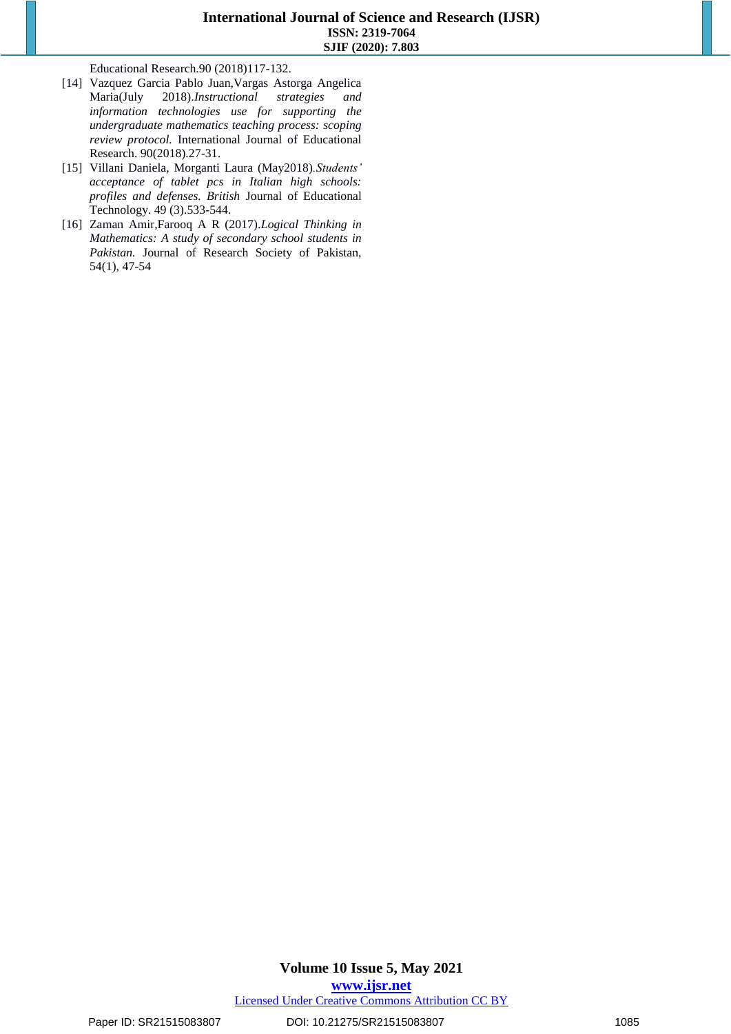Educational Research.90 (2018)117-132.

[14] Vazquez Garcia Pablo Juan,Vargas Astorga Angelica Maria(July 2018).*Instructional strategies and information technologies use for supporting the undergraduate mathematics teaching process: scoping review protocol.* International Journal of Educational Research. 90(2018).27-31.

[15] Villani Daniela, Morganti Laura (May2018).*Students' acceptance of tablet pcs in Italian high schools: profiles and defenses. British* Journal of Educational Technology. 49 (3).533-544.

[16] Zaman Amir,Farooq A R (2017).*Logical Thinking in Mathematics: A study of secondary school students in Pakistan.* Journal of Research Society of Pakistan, 54(1), 47-54